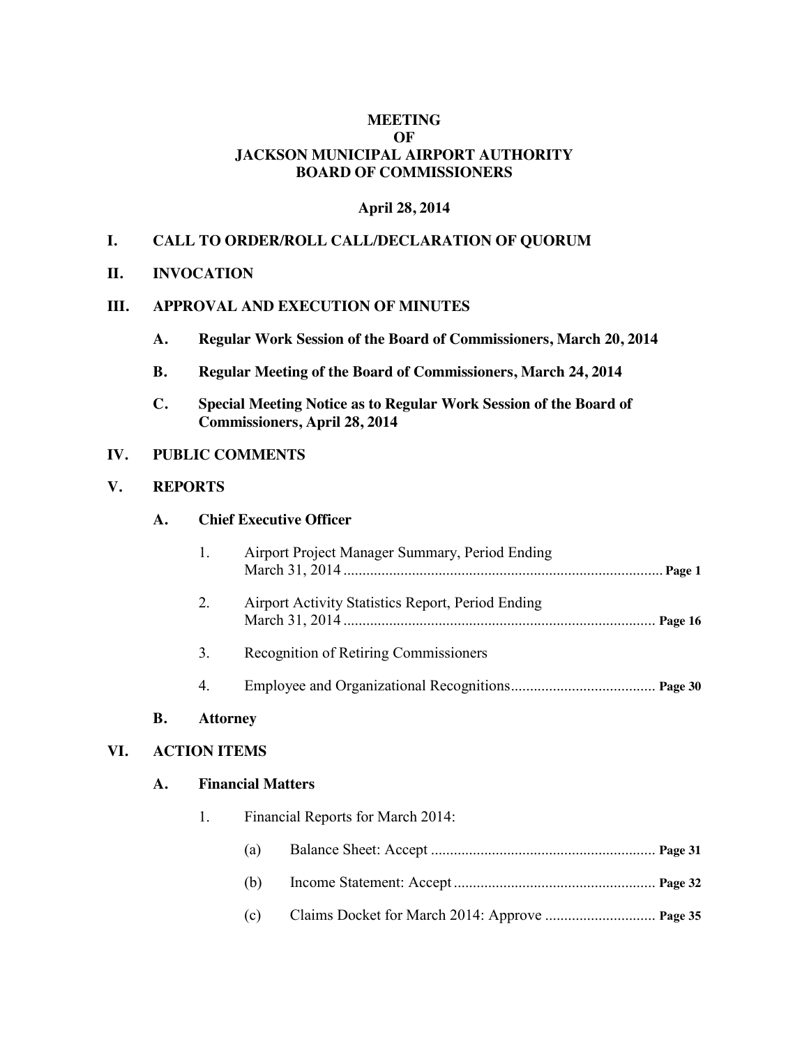# MEETING
# OF
# JACKSON MUNICIPAL AIRPORT AUTHORITY
# BOARD OF COMMISSIONERS

**April 28, 2014**

## I. CALL TO ORDER/ROLL CALL/DECLARATION OF QUORUM

## II. INVOCATION

## III. APPROVAL AND EXECUTION OF MINUTES

**A. Regular Work Session of the Board of Commissioners, March 20, 2014**

**B. Regular Meeting of the Board of Commissioners, March 24, 2014**

**C. Special Meeting Notice as to Regular Work Session of the Board of Commissioners, April 28, 2014**

## IV. PUBLIC COMMENTS

## V. REPORTS

### A. Chief Executive Officer

1. Airport Project Manager Summary, Period Ending March 31, 2014 .................................................................................... **Page 1**

2. Airport Activity Statistics Report, Period Ending March 31, 2014 .................................................................................. **Page 16**

3. Recognition of Retiring Commissioners

4. Employee and Organizational Recognitions...................................... **Page 30**

### B. Attorney

## VI. ACTION ITEMS

### A. Financial Matters

1. Financial Reports for March 2014:

   (a) Balance Sheet: Accept ........................................................... **Page 31**

   (b) Income Statement: Accept ..................................................... **Page 32**

   (c) Claims Docket for March 2014: Approve ............................. **Page 35**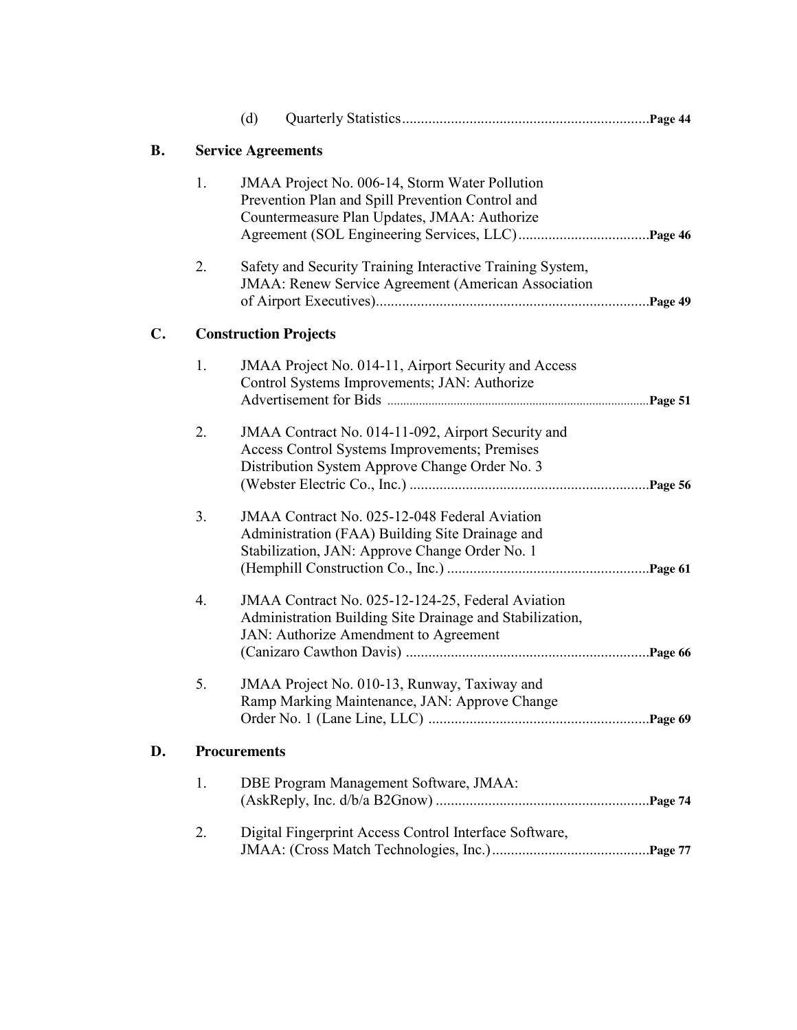(d) Quarterly Statistics .................................................................. **Page 44**

**B. Service Agreements**

1. JMAA Project No. 006-14, Storm Water Pollution Prevention Plan and Spill Prevention Control and Countermeasure Plan Updates, JMAA: Authorize Agreement (SOL Engineering Services, LLC) .................................. **Page 46**

2. Safety and Security Training Interactive Training System, JMAA: Renew Service Agreement (American Association of Airport Executives) ........................................................................ **Page 49**

**C. Construction Projects**

1. JMAA Project No. 014-11, Airport Security and Access Control Systems Improvements; JAN: Authorize Advertisement for Bids ........................................................................ **Page 51**

2. JMAA Contract No. 014-11-092, Airport Security and Access Control Systems Improvements; Premises Distribution System Approve Change Order No. 3 (Webster Electric Co., Inc.) ............................................................... **Page 56**

3. JMAA Contract No. 025-12-048 Federal Aviation Administration (FAA) Building Site Drainage and Stabilization, JAN: Approve Change Order No. 1 (Hemphill Construction Co., Inc.) ...................................................... **Page 61**

4. JMAA Contract No. 025-12-124-25, Federal Aviation Administration Building Site Drainage and Stabilization, JAN: Authorize Amendment to Agreement (Canizaro Cawthon Davis) ................................................................ **Page 66**

5. JMAA Project No. 010-13, Runway, Taxiway and Ramp Marking Maintenance, JAN: Approve Change Order No. 1 (Lane Line, LLC) .......................................................... **Page 69**

**D. Procurements**

1. DBE Program Management Software, JMAA: (AskReply, Inc. d/b/a B2Gnow) ........................................................ **Page 74**

2. Digital Fingerprint Access Control Interface Software, JMAA: (Cross Match Technologies, Inc.) .......................................... **Page 77**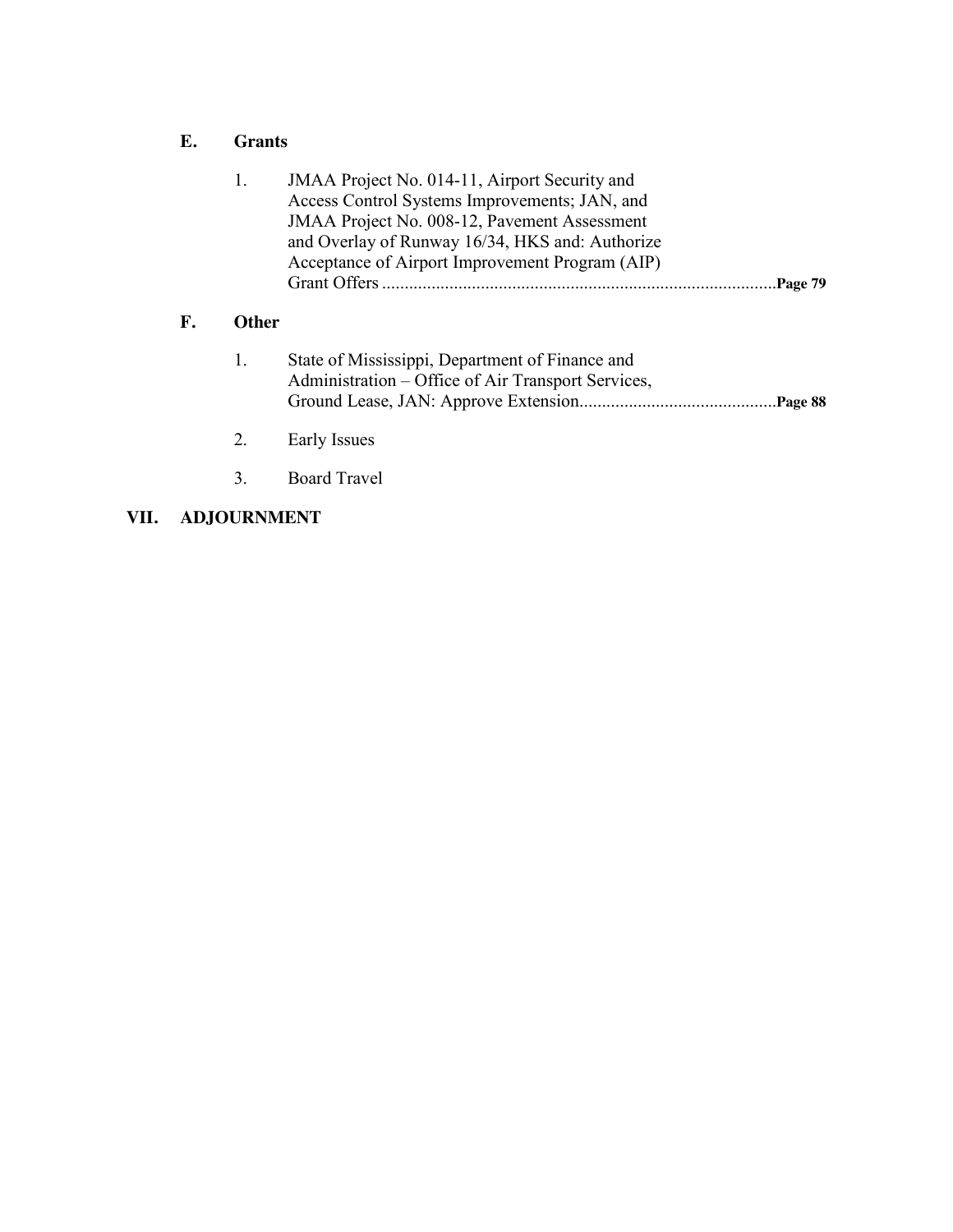**E. Grants**

1. JMAA Project No. 014-11, Airport Security and Access Control Systems Improvements; JAN, and JMAA Project No. 008-12, Pavement Assessment and Overlay of Runway 16/34, HKS and: Authorize Acceptance of Airport Improvement Program (AIP) Grant Offers ........................................................................................**Page 79**

**F. Other**

1. State of Mississippi, Department of Finance and Administration – Office of Air Transport Services, Ground Lease, JAN: Approve Extension............................................**Page 88**

2. Early Issues

3. Board Travel

**VII. ADJOURNMENT**